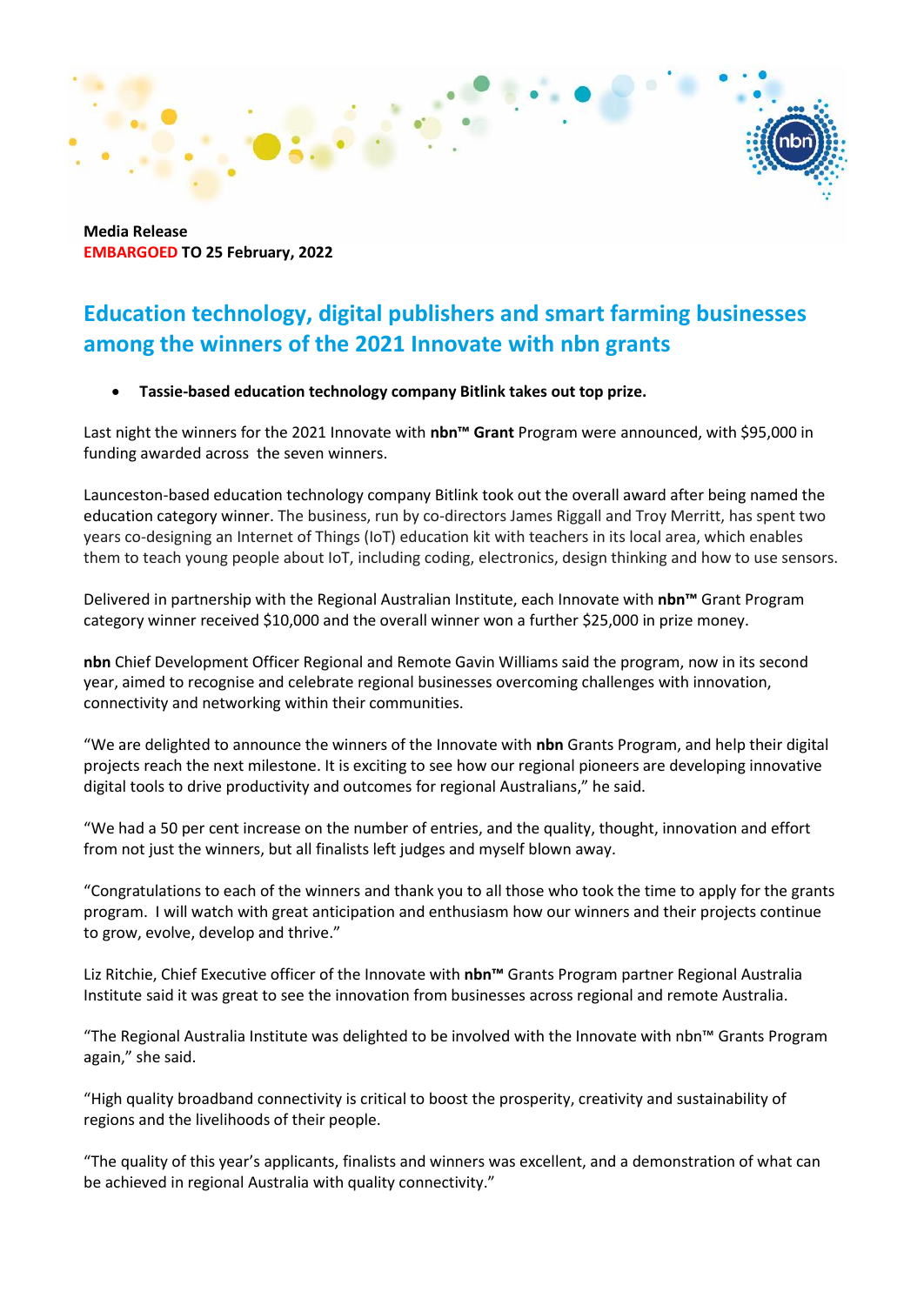**Media Release**
**EMBARGOED TO 25 February, 2022**

# Education technology, digital publishers and smart farming businesses among the winners of the 2021 Innovate with nbn grants

- **Tassie-based education technology company Bitlink takes out top prize.**

Last night the winners for the 2021 Innovate with **nbn™ Grant** Program were announced, with $95,000 in funding awarded across the seven winners.

Launceston-based education technology company Bitlink took out the overall award after being named the education category winner. The business, run by co-directors James Riggall and Troy Merritt, has spent two years co-designing an Internet of Things (IoT) education kit with teachers in its local area, which enables them to teach young people about IoT, including coding, electronics, design thinking and how to use sensors.

Delivered in partnership with the Regional Australian Institute, each Innovate with **nbn™** Grant Program category winner received $10,000 and the overall winner won a further $25,000 in prize money.

**nbn** Chief Development Officer Regional and Remote Gavin Williams said the program, now in its second year, aimed to recognise and celebrate regional businesses overcoming challenges with innovation, connectivity and networking within their communities.

"We are delighted to announce the winners of the Innovate with **nbn** Grants Program, and help their digital projects reach the next milestone. It is exciting to see how our regional pioneers are developing innovative digital tools to drive productivity and outcomes for regional Australians," he said.

"We had a 50 per cent increase on the number of entries, and the quality, thought, innovation and effort from not just the winners, but all finalists left judges and myself blown away.

"Congratulations to each of the winners and thank you to all those who took the time to apply for the grants program. I will watch with great anticipation and enthusiasm how our winners and their projects continue to grow, evolve, develop and thrive."

Liz Ritchie, Chief Executive officer of the Innovate with **nbn™** Grants Program partner Regional Australia Institute said it was great to see the innovation from businesses across regional and remote Australia.

"The Regional Australia Institute was delighted to be involved with the Innovate with nbn™ Grants Program again," she said.

"High quality broadband connectivity is critical to boost the prosperity, creativity and sustainability of regions and the livelihoods of their people.

"The quality of this year's applicants, finalists and winners was excellent, and a demonstration of what can be achieved in regional Australia with quality connectivity."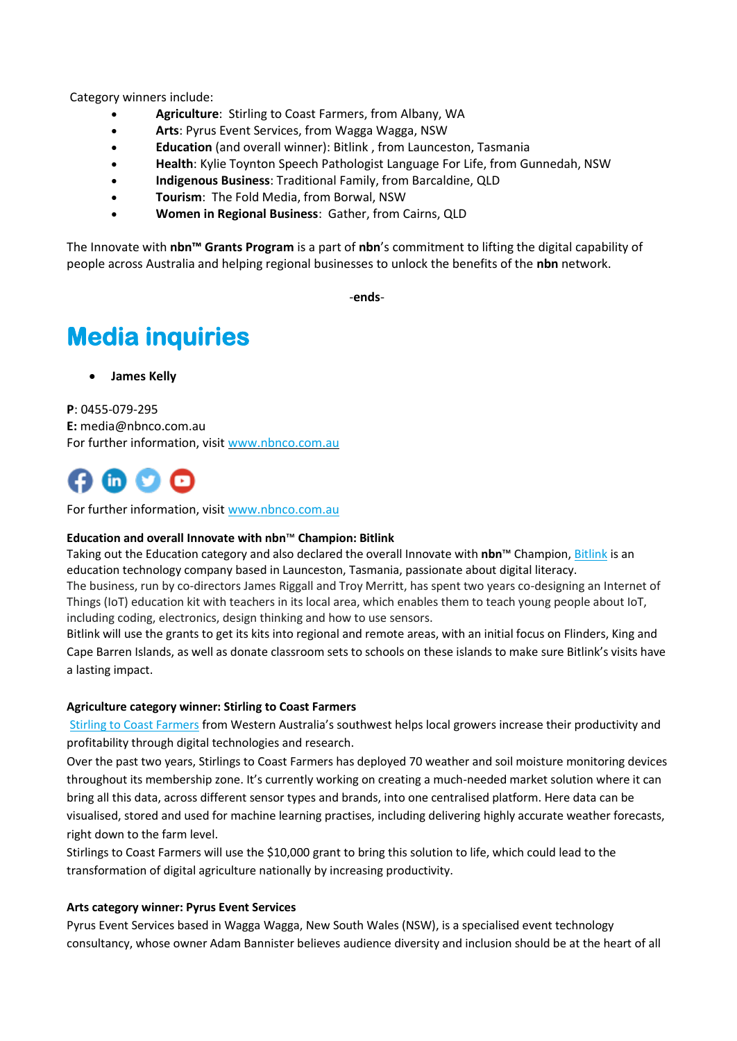Category winners include:

- **Agriculture**: Stirling to Coast Farmers, from Albany, WA
- **Arts**: Pyrus Event Services, from Wagga Wagga, NSW
- **Education** (and overall winner): Bitlink , from Launceston, Tasmania
- **Health**: Kylie Toynton Speech Pathologist Language For Life, from Gunnedah, NSW
- **Indigenous Business**: Traditional Family, from Barcaldine, QLD
- **Tourism**: The Fold Media, from Borwal, NSW
- **Women in Regional Business**: Gather, from Cairns, QLD

The Innovate with **nbn™ Grants Program** is a part of **nbn**'s commitment to lifting the digital capability of people across Australia and helping regional businesses to unlock the benefits of the **nbn** network.

-**ends**-

# Media inquiries

- **James Kelly**

**P**: 0455-079-295
**E:** media@nbnco.com.au
For further information, visit www.nbnco.com.au

For further information, visit www.nbnco.com.au

**Education and overall Innovate with nbn™ Champion: Bitlink**
Taking out the Education category and also declared the overall Innovate with **nbn**™ Champion, Bitlink is an education technology company based in Launceston, Tasmania, passionate about digital literacy.
The business, run by co-directors James Riggall and Troy Merritt, has spent two years co-designing an Internet of Things (IoT) education kit with teachers in its local area, which enables them to teach young people about IoT, including coding, electronics, design thinking and how to use sensors.
Bitlink will use the grants to get its kits into regional and remote areas, with an initial focus on Flinders, King and Cape Barren Islands, as well as donate classroom sets to schools on these islands to make sure Bitlink's visits have a lasting impact.

**Agriculture category winner: Stirling to Coast Farmers**
Stirling to Coast Farmers from Western Australia's southwest helps local growers increase their productivity and profitability through digital technologies and research.
Over the past two years, Stirlings to Coast Farmers has deployed 70 weather and soil moisture monitoring devices throughout its membership zone. It's currently working on creating a much-needed market solution where it can bring all this data, across different sensor types and brands, into one centralised platform. Here data can be visualised, stored and used for machine learning practises, including delivering highly accurate weather forecasts, right down to the farm level.
Stirlings to Coast Farmers will use the $10,000 grant to bring this solution to life, which could lead to the transformation of digital agriculture nationally by increasing productivity.

**Arts category winner: Pyrus Event Services**
Pyrus Event Services based in Wagga Wagga, New South Wales (NSW), is a specialised event technology consultancy, whose owner Adam Bannister believes audience diversity and inclusion should be at the heart of all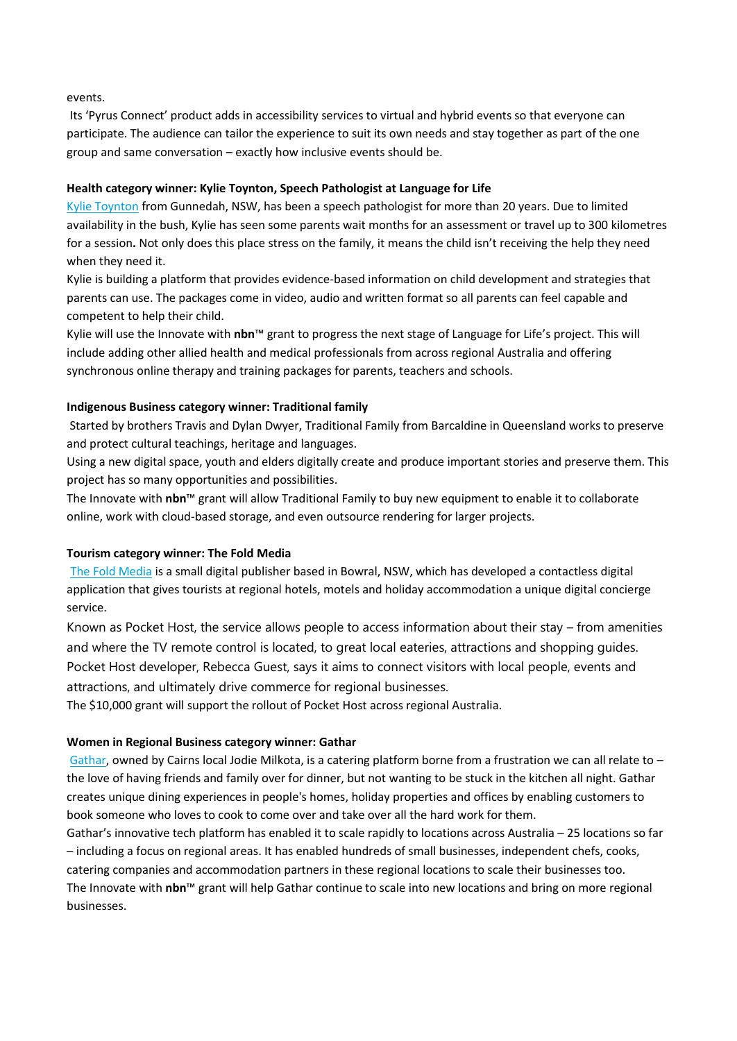events.

Its 'Pyrus Connect' product adds in accessibility services to virtual and hybrid events so that everyone can participate. The audience can tailor the experience to suit its own needs and stay together as part of the one group and same conversation – exactly how inclusive events should be.

**Health category winner: Kylie Toynton, Speech Pathologist at Language for Life**

Kylie Toynton from Gunnedah, NSW, has been a speech pathologist for more than 20 years. Due to limited availability in the bush, Kylie has seen some parents wait months for an assessment or travel up to 300 kilometres for a session**.** Not only does this place stress on the family, it means the child isn't receiving the help they need when they need it.

Kylie is building a platform that provides evidence-based information on child development and strategies that parents can use. The packages come in video, audio and written format so all parents can feel capable and competent to help their child.

Kylie will use the Innovate with **nbn**™ grant to progress the next stage of Language for Life's project. This will include adding other allied health and medical professionals from across regional Australia and offering synchronous online therapy and training packages for parents, teachers and schools.

**Indigenous Business category winner: Traditional family**

Started by brothers Travis and Dylan Dwyer, Traditional Family from Barcaldine in Queensland works to preserve and protect cultural teachings, heritage and languages.

Using a new digital space, youth and elders digitally create and produce important stories and preserve them. This project has so many opportunities and possibilities.

The Innovate with **nbn**™ grant will allow Traditional Family to buy new equipment to enable it to collaborate online, work with cloud-based storage, and even outsource rendering for larger projects.

**Tourism category winner: The Fold Media**

The Fold Media is a small digital publisher based in Bowral, NSW, which has developed a contactless digital application that gives tourists at regional hotels, motels and holiday accommodation a unique digital concierge service.

Known as Pocket Host, the service allows people to access information about their stay – from amenities and where the TV remote control is located, to great local eateries, attractions and shopping guides. Pocket Host developer, Rebecca Guest, says it aims to connect visitors with local people, events and attractions, and ultimately drive commerce for regional businesses.

The $10,000 grant will support the rollout of Pocket Host across regional Australia.

**Women in Regional Business category winner: Gathar**

Gathar, owned by Cairns local Jodie Milkota, is a catering platform borne from a frustration we can all relate to – the love of having friends and family over for dinner, but not wanting to be stuck in the kitchen all night. Gathar creates unique dining experiences in people's homes, holiday properties and offices by enabling customers to book someone who loves to cook to come over and take over all the hard work for them.

Gathar's innovative tech platform has enabled it to scale rapidly to locations across Australia – 25 locations so far – including a focus on regional areas. It has enabled hundreds of small businesses, independent chefs, cooks, catering companies and accommodation partners in these regional locations to scale their businesses too.

The Innovate with **nbn**™ grant will help Gathar continue to scale into new locations and bring on more regional businesses.